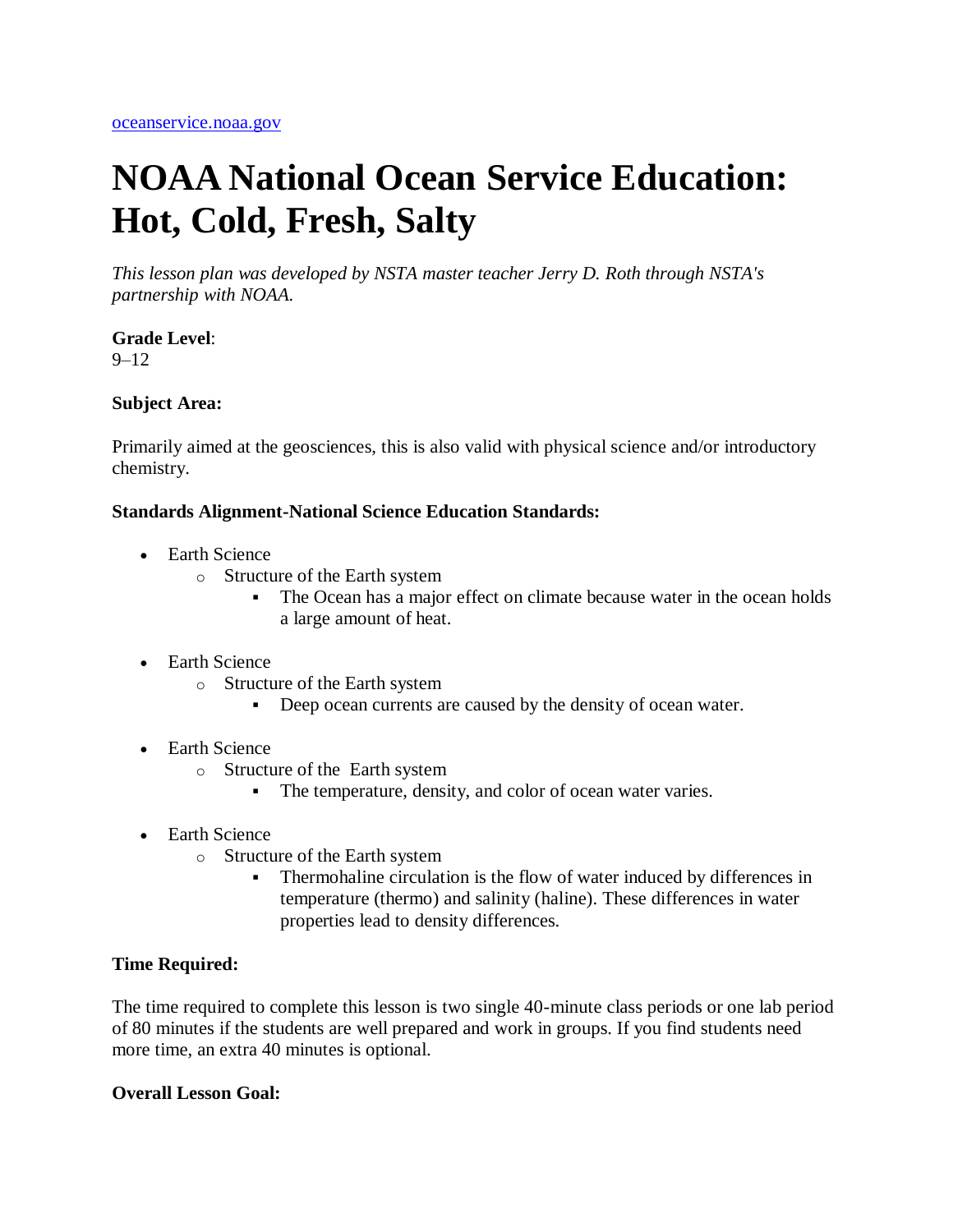[oceanservice.noaa.gov](oceanservice.noaa.gov)

# NOAA National Ocean Service Education: Hot, Cold, Fresh, Salty

*This lesson plan was developed by NSTA master teacher Jerry D. Roth through NSTA's partnership with NOAA.*

**Grade Level**:
9–12

**Subject Area:**

Primarily aimed at the geosciences, this is also valid with physical science and/or introductory chemistry.

**Standards Alignment-National Science Education Standards:**

- Earth Science
  - Structure of the Earth system
    - The Ocean has a major effect on climate because water in the ocean holds a large amount of heat.
- Earth Science
  - Structure of the Earth system
    - Deep ocean currents are caused by the density of ocean water.
- Earth Science
  - Structure of the Earth system
    - The temperature, density, and color of ocean water varies.
- Earth Science
  - Structure of the Earth system
    - Thermohaline circulation is the flow of water induced by differences in temperature (thermo) and salinity (haline). These differences in water properties lead to density differences.

**Time Required:**

The time required to complete this lesson is two single 40-minute class periods or one lab period of 80 minutes if the students are well prepared and work in groups. If you find students need more time, an extra 40 minutes is optional.

**Overall Lesson Goal:**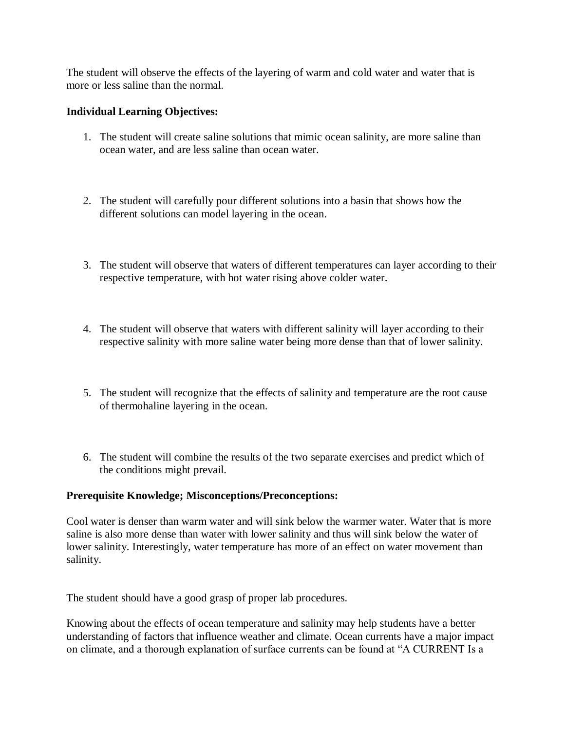The student will observe the effects of the layering of warm and cold water and water that is more or less saline than the normal.

**Individual Learning Objectives:**

1. The student will create saline solutions that mimic ocean salinity, are more saline than ocean water, and are less saline than ocean water.

2. The student will carefully pour different solutions into a basin that shows how the different solutions can model layering in the ocean.

3. The student will observe that waters of different temperatures can layer according to their respective temperature, with hot water rising above colder water.

4. The student will observe that waters with different salinity will layer according to their respective salinity with more saline water being more dense than that of lower salinity.

5. The student will recognize that the effects of salinity and temperature are the root cause of thermohaline layering in the ocean.

6. The student will combine the results of the two separate exercises and predict which of the conditions might prevail.

**Prerequisite Knowledge; Misconceptions/Preconceptions:**

Cool water is denser than warm water and will sink below the warmer water. Water that is more saline is also more dense than water with lower salinity and thus will sink below the water of lower salinity. Interestingly, water temperature has more of an effect on water movement than salinity.

The student should have a good grasp of proper lab procedures.

Knowing about the effects of ocean temperature and salinity may help students have a better understanding of factors that influence weather and climate. Ocean currents have a major impact on climate, and a thorough explanation of surface currents can be found at "A CURRENT Is a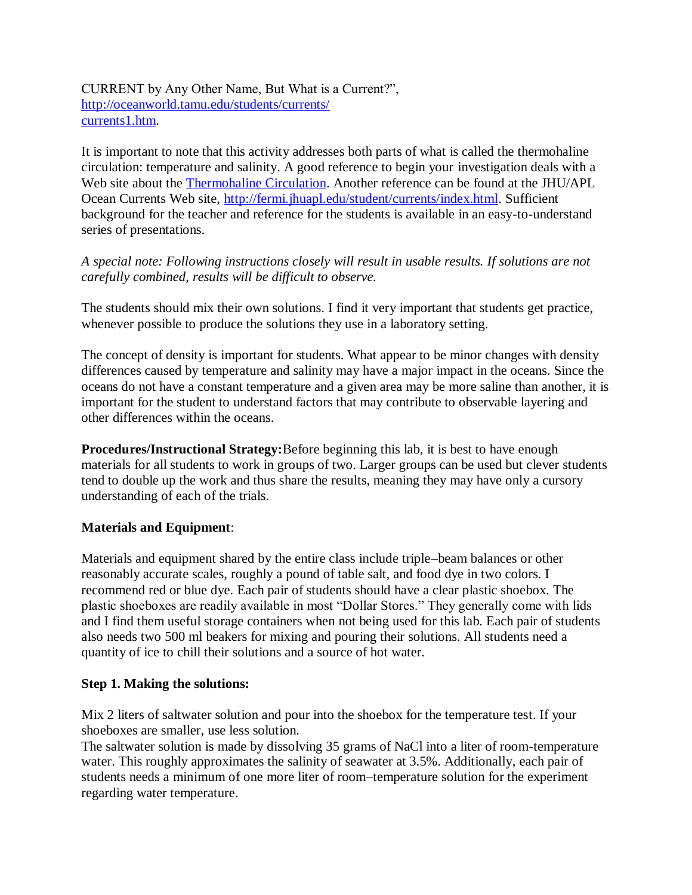CURRENT by Any Other Name, But What is a Current?", [http://oceanworld.tamu.edu/students/currents/currents1.htm](http://oceanworld.tamu.edu/students/currents/currents1.htm).

It is important to note that this activity addresses both parts of what is called the thermohaline circulation: temperature and salinity. A good reference to begin your investigation deals with a Web site about the Thermohaline Circulation. Another reference can be found at the JHU/APL Ocean Currents Web site, [http://fermi.jhuapl.edu/student/currents/index.html](http://fermi.jhuapl.edu/student/currents/index.html). Sufficient background for the teacher and reference for the students is available in an easy-to-understand series of presentations.

*A special note: Following instructions closely will result in usable results. If solutions are not carefully combined, results will be difficult to observe.*

The students should mix their own solutions. I find it very important that students get practice, whenever possible to produce the solutions they use in a laboratory setting.

The concept of density is important for students. What appear to be minor changes with density differences caused by temperature and salinity may have a major impact in the oceans. Since the oceans do not have a constant temperature and a given area may be more saline than another, it is important for the student to understand factors that may contribute to observable layering and other differences within the oceans.

**Procedures/Instructional Strategy:** Before beginning this lab, it is best to have enough materials for all students to work in groups of two. Larger groups can be used but clever students tend to double up the work and thus share the results, meaning they may have only a cursory understanding of each of the trials.

**Materials and Equipment**:

Materials and equipment shared by the entire class include triple–beam balances or other reasonably accurate scales, roughly a pound of table salt, and food dye in two colors. I recommend red or blue dye. Each pair of students should have a clear plastic shoebox. The plastic shoeboxes are readily available in most "Dollar Stores." They generally come with lids and I find them useful storage containers when not being used for this lab. Each pair of students also needs two 500 ml beakers for mixing and pouring their solutions. All students need a quantity of ice to chill their solutions and a source of hot water.

**Step 1. Making the solutions:**

Mix 2 liters of saltwater solution and pour into the shoebox for the temperature test. If your shoeboxes are smaller, use less solution.

The saltwater solution is made by dissolving 35 grams of NaCl into a liter of room-temperature water. This roughly approximates the salinity of seawater at 3.5%. Additionally, each pair of students needs a minimum of one more liter of room–temperature solution for the experiment regarding water temperature.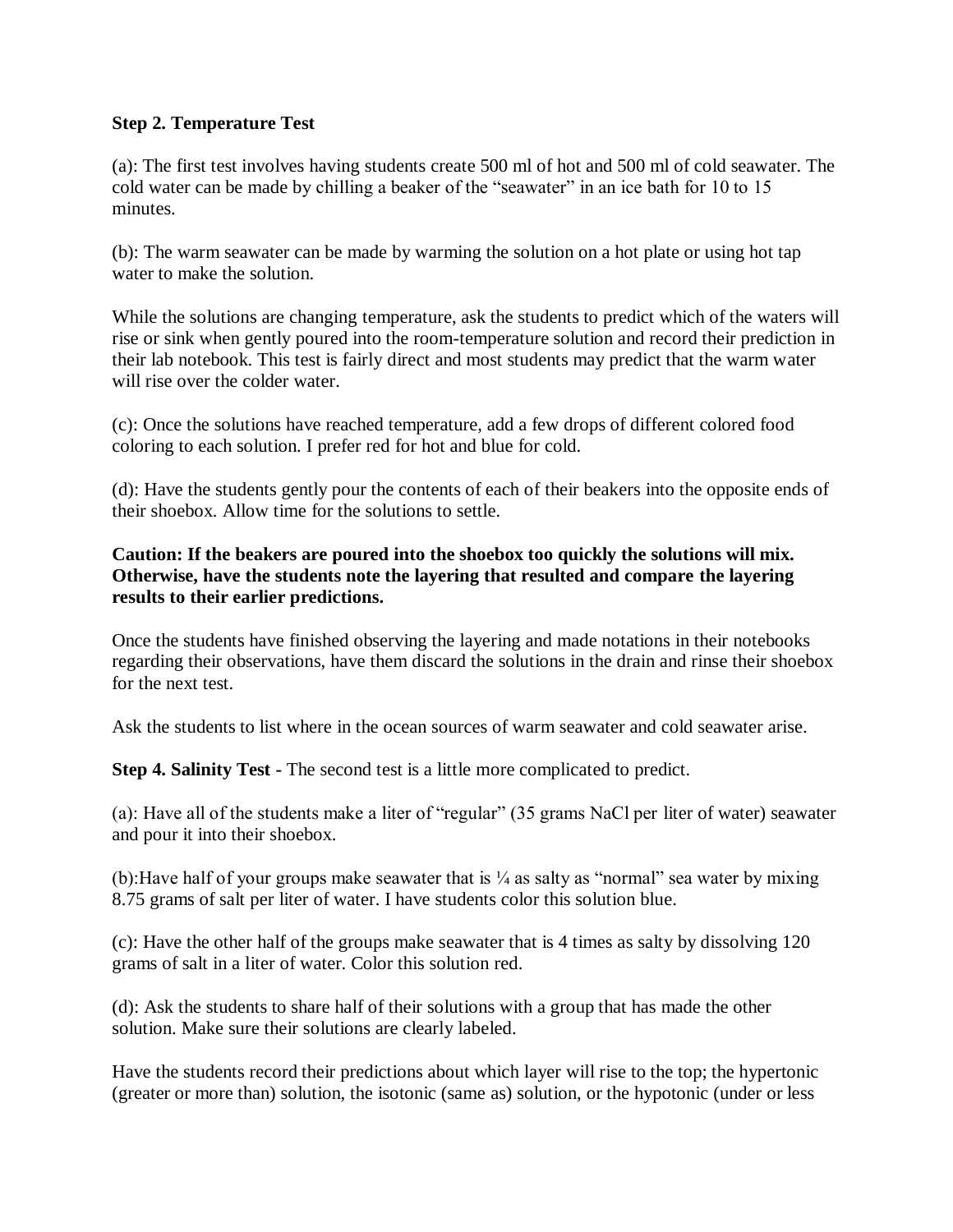**Step 2. Temperature Test**

(a): The first test involves having students create 500 ml of hot and 500 ml of cold seawater. The cold water can be made by chilling a beaker of the "seawater" in an ice bath for 10 to 15 minutes.

(b): The warm seawater can be made by warming the solution on a hot plate or using hot tap water to make the solution.

While the solutions are changing temperature, ask the students to predict which of the waters will rise or sink when gently poured into the room-temperature solution and record their prediction in their lab notebook. This test is fairly direct and most students may predict that the warm water will rise over the colder water.

(c): Once the solutions have reached temperature, add a few drops of different colored food coloring to each solution. I prefer red for hot and blue for cold.

(d): Have the students gently pour the contents of each of their beakers into the opposite ends of their shoebox. Allow time for the solutions to settle.

**Caution: If the beakers are poured into the shoebox too quickly the solutions will mix. Otherwise, have the students note the layering that resulted and compare the layering results to their earlier predictions.**

Once the students have finished observing the layering and made notations in their notebooks regarding their observations, have them discard the solutions in the drain and rinse their shoebox for the next test.

Ask the students to list where in the ocean sources of warm seawater and cold seawater arise.

**Step 4. Salinity Test** - The second test is a little more complicated to predict.

(a): Have all of the students make a liter of "regular" (35 grams NaCl per liter of water) seawater and pour it into their shoebox.

(b):Have half of your groups make seawater that is ¼ as salty as "normal" sea water by mixing 8.75 grams of salt per liter of water. I have students color this solution blue.

(c): Have the other half of the groups make seawater that is 4 times as salty by dissolving 120 grams of salt in a liter of water. Color this solution red.

(d): Ask the students to share half of their solutions with a group that has made the other solution. Make sure their solutions are clearly labeled.

Have the students record their predictions about which layer will rise to the top; the hypertonic (greater or more than) solution, the isotonic (same as) solution, or the hypotonic (under or less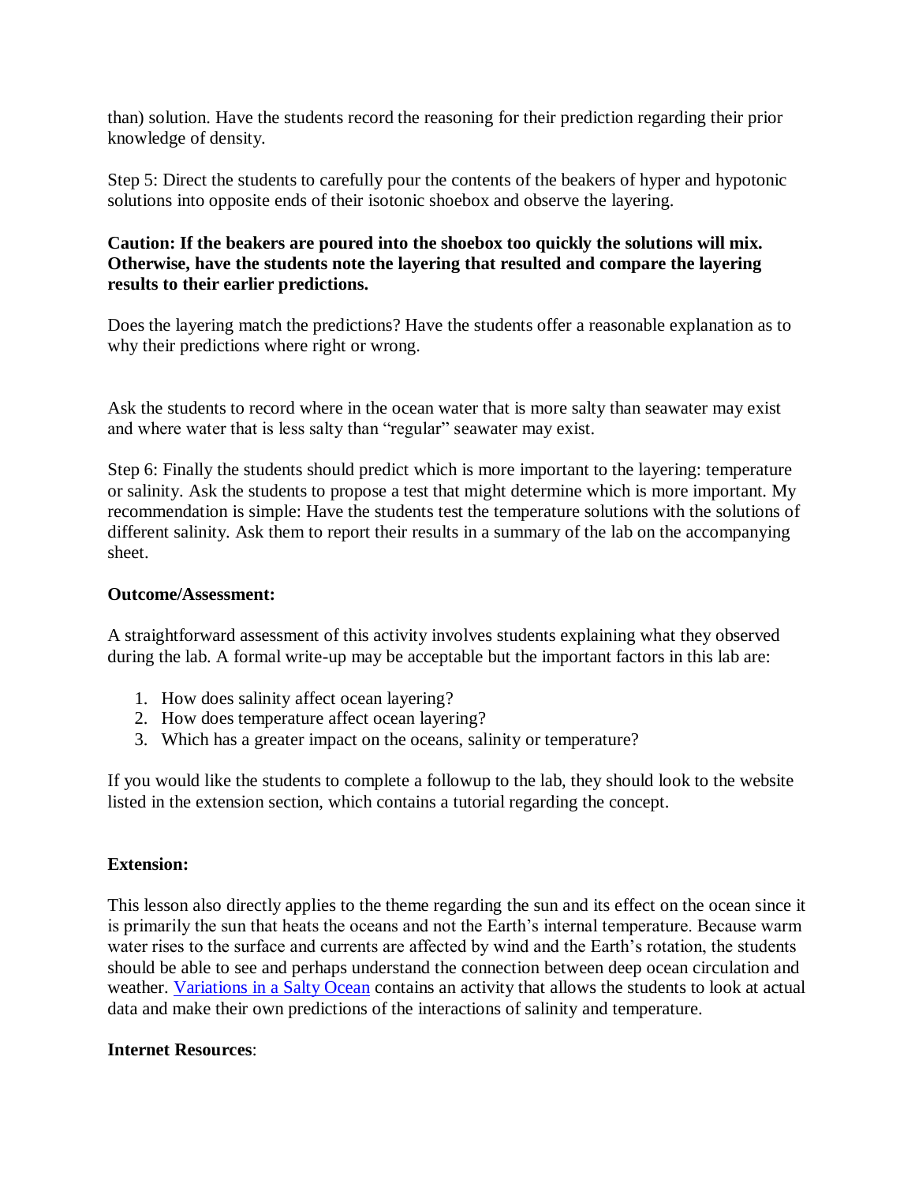than) solution. Have the students record the reasoning for their prediction regarding their prior knowledge of density.

Step 5: Direct the students to carefully pour the contents of the beakers of hyper and hypotonic solutions into opposite ends of their isotonic shoebox and observe the layering.

**Caution: If the beakers are poured into the shoebox too quickly the solutions will mix. Otherwise, have the students note the layering that resulted and compare the layering results to their earlier predictions.**

Does the layering match the predictions? Have the students offer a reasonable explanation as to why their predictions where right or wrong.

Ask the students to record where in the ocean water that is more salty than seawater may exist and where water that is less salty than "regular" seawater may exist.

Step 6: Finally the students should predict which is more important to the layering: temperature or salinity. Ask the students to propose a test that might determine which is more important. My recommendation is simple: Have the students test the temperature solutions with the solutions of different salinity. Ask them to report their results in a summary of the lab on the accompanying sheet.

**Outcome/Assessment:**

A straightforward assessment of this activity involves students explaining what they observed during the lab. A formal write-up may be acceptable but the important factors in this lab are:

1. How does salinity affect ocean layering?
2. How does temperature affect ocean layering?
3. Which has a greater impact on the oceans, salinity or temperature?

If you would like the students to complete a followup to the lab, they should look to the website listed in the extension section, which contains a tutorial regarding the concept.

**Extension:**

This lesson also directly applies to the theme regarding the sun and its effect on the ocean since it is primarily the sun that heats the oceans and not the Earth's internal temperature. Because warm water rises to the surface and currents are affected by wind and the Earth's rotation, the students should be able to see and perhaps understand the connection between deep ocean circulation and weather. Variations in a Salty Ocean contains an activity that allows the students to look at actual data and make their own predictions of the interactions of salinity and temperature.

**Internet Resources**: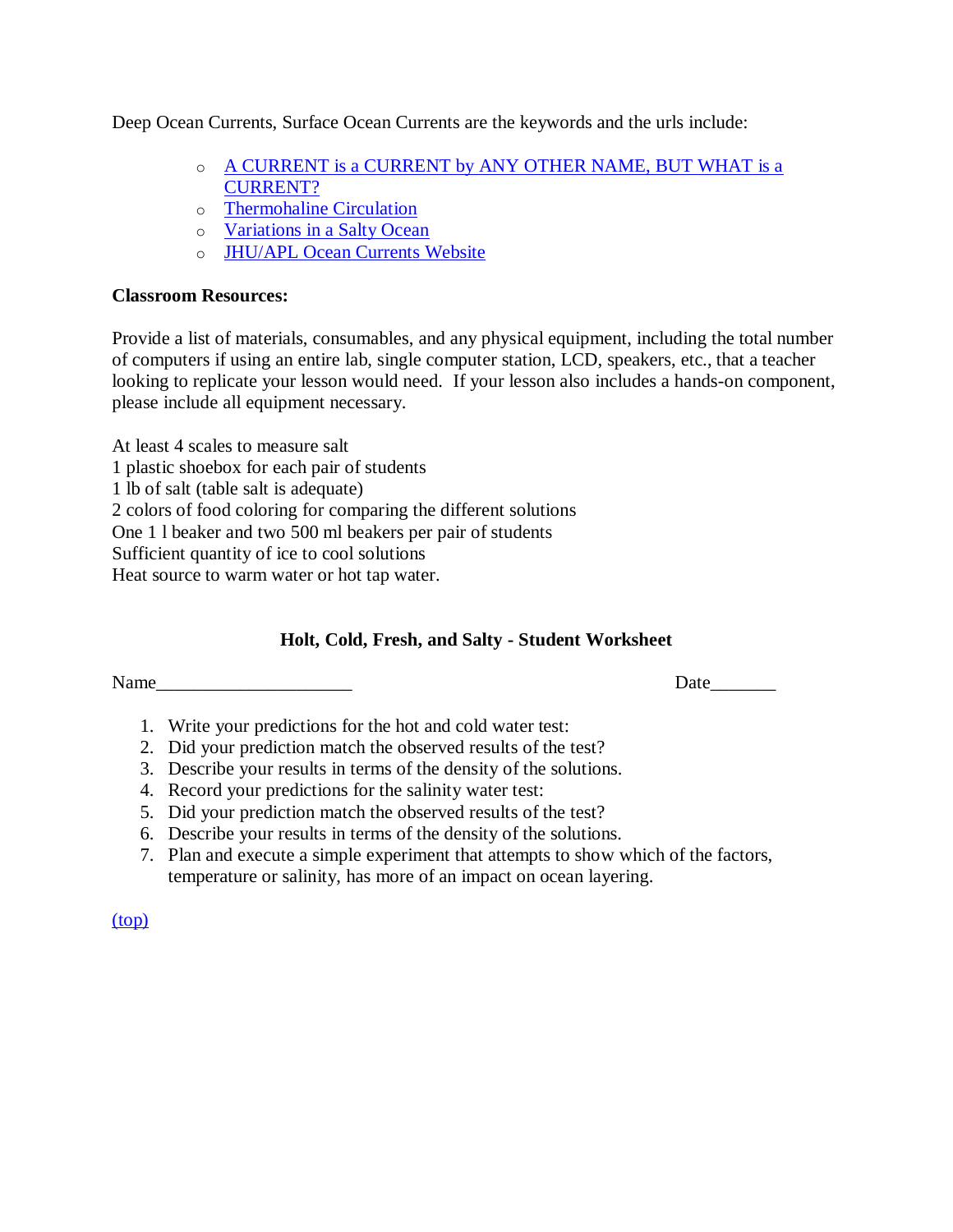Deep Ocean Currents, Surface Ocean Currents are the keywords and the urls include:

- A CURRENT is a CURRENT by ANY OTHER NAME, BUT WHAT is a CURRENT?
- Thermohaline Circulation
- Variations in a Salty Ocean
- JHU/APL Ocean Currents Website

**Classroom Resources:**

Provide a list of materials, consumables, and any physical equipment, including the total number of computers if using an entire lab, single computer station, LCD, speakers, etc., that a teacher looking to replicate your lesson would need. If your lesson also includes a hands-on component, please include all equipment necessary.

At least 4 scales to measure salt
1 plastic shoebox for each pair of students
1 lb of salt (table salt is adequate)
2 colors of food coloring for comparing the different solutions
One 1 l beaker and two 500 ml beakers per pair of students
Sufficient quantity of ice to cool solutions
Heat source to warm water or hot tap water.

**Holt, Cold, Fresh, and Salty - Student Worksheet**

Name_____________________ Date_______

1. Write your predictions for the hot and cold water test:
2. Did your prediction match the observed results of the test?
3. Describe your results in terms of the density of the solutions.
4. Record your predictions for the salinity water test:
5. Did your prediction match the observed results of the test?
6. Describe your results in terms of the density of the solutions.
7. Plan and execute a simple experiment that attempts to show which of the factors, temperature or salinity, has more of an impact on ocean layering.

(top)